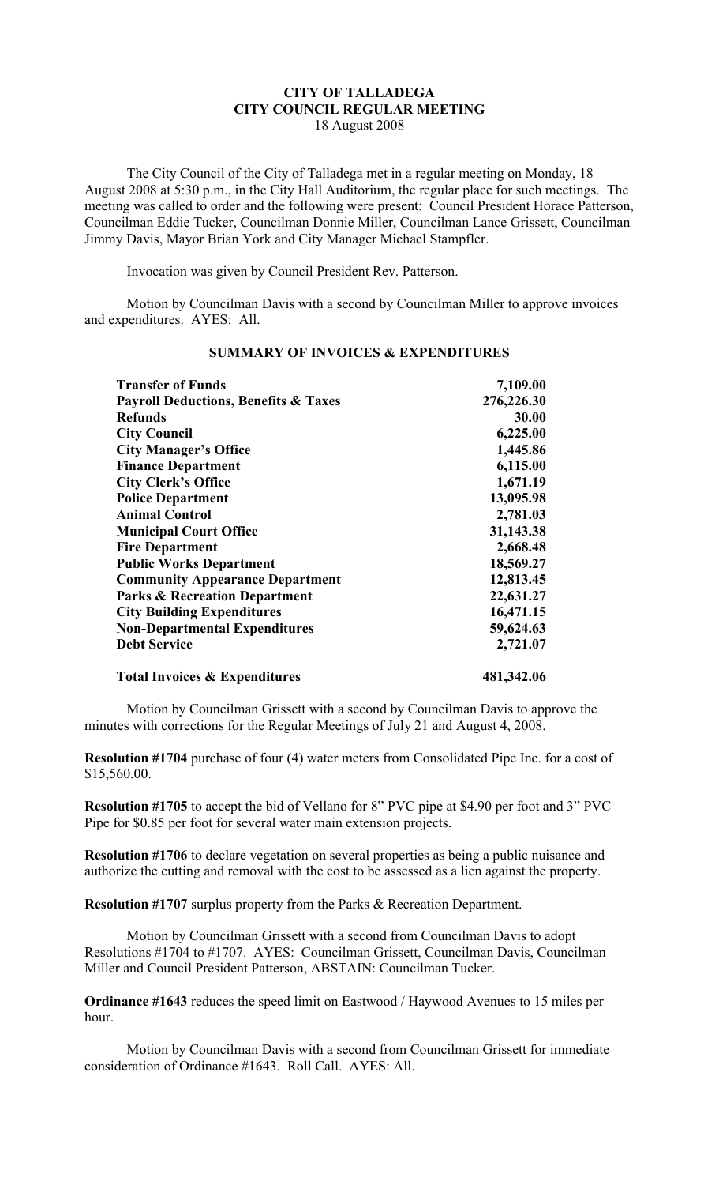# CITY OF TALLADEGA
## CITY COUNCIL REGULAR MEETING
18 August 2008

The City Council of the City of Talladega met in a regular meeting on Monday, 18 August 2008 at 5:30 p.m., in the City Hall Auditorium, the regular place for such meetings. The meeting was called to order and the following were present: Council President Horace Patterson, Councilman Eddie Tucker, Councilman Donnie Miller, Councilman Lance Grissett, Councilman Jimmy Davis, Mayor Brian York and City Manager Michael Stampfler.

Invocation was given by Council President Rev. Patterson.

Motion by Councilman Davis with a second by Councilman Miller to approve invoices and expenditures. AYES: All.

### SUMMARY OF INVOICES & EXPENDITURES

| | |
|---|---|
| **Transfer of Funds** | **7,109.00** |
| **Payroll Deductions, Benefits & Taxes** | **276,226.30** |
| **Refunds** | **30.00** |
| **City Council** | **6,225.00** |
| **City Manager's Office** | **1,445.86** |
| **Finance Department** | **6,115.00** |
| **City Clerk's Office** | **1,671.19** |
| **Police Department** | **13,095.98** |
| **Animal Control** | **2,781.03** |
| **Municipal Court Office** | **31,143.38** |
| **Fire Department** | **2,668.48** |
| **Public Works Department** | **18,569.27** |
| **Community Appearance Department** | **12,813.45** |
| **Parks & Recreation Department** | **22,631.27** |
| **City Building Expenditures** | **16,471.15** |
| **Non-Departmental Expenditures** | **59,624.63** |
| **Debt Service** | **2,721.07** |
| **Total Invoices & Expenditures** | **481,342.06** |

Motion by Councilman Grissett with a second by Councilman Davis to approve the minutes with corrections for the Regular Meetings of July 21 and August 4, 2008.

**Resolution #1704** purchase of four (4) water meters from Consolidated Pipe Inc. for a cost of $15,560.00.

**Resolution #1705** to accept the bid of Vellano for 8" PVC pipe at $4.90 per foot and 3" PVC Pipe for $0.85 per foot for several water main extension projects.

**Resolution #1706** to declare vegetation on several properties as being a public nuisance and authorize the cutting and removal with the cost to be assessed as a lien against the property.

**Resolution #1707** surplus property from the Parks & Recreation Department.

Motion by Councilman Grissett with a second from Councilman Davis to adopt Resolutions #1704 to #1707. AYES: Councilman Grissett, Councilman Davis, Councilman Miller and Council President Patterson, ABSTAIN: Councilman Tucker.

**Ordinance #1643** reduces the speed limit on Eastwood / Haywood Avenues to 15 miles per hour.

Motion by Councilman Davis with a second from Councilman Grissett for immediate consideration of Ordinance #1643. Roll Call. AYES: All.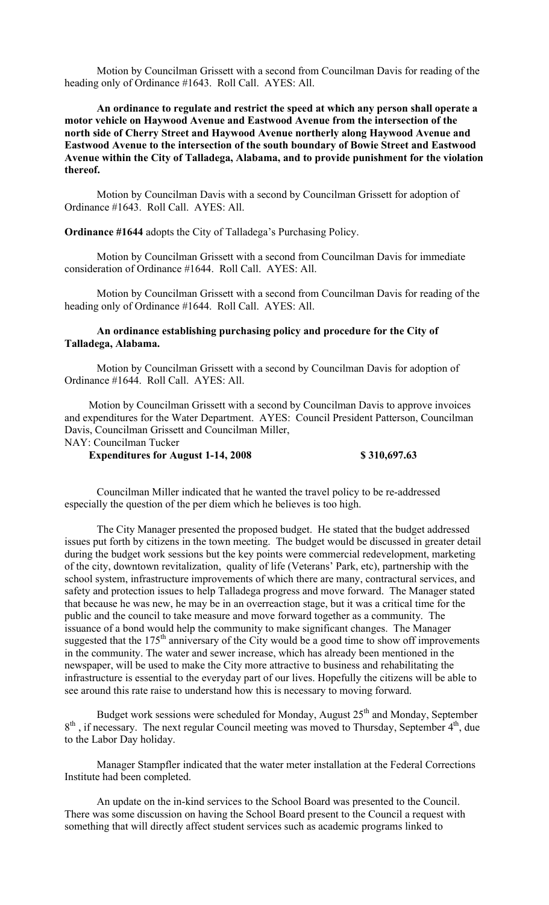Motion by Councilman Grissett with a second from Councilman Davis for reading of the heading only of Ordinance #1643. Roll Call. AYES: All.

**An ordinance to regulate and restrict the speed at which any person shall operate a motor vehicle on Haywood Avenue and Eastwood Avenue from the intersection of the north side of Cherry Street and Haywood Avenue northerly along Haywood Avenue and Eastwood Avenue to the intersection of the south boundary of Bowie Street and Eastwood Avenue within the City of Talladega, Alabama, and to provide punishment for the violation thereof.**

Motion by Councilman Davis with a second by Councilman Grissett for adoption of Ordinance #1643. Roll Call. AYES: All.

**Ordinance #1644** adopts the City of Talladega's Purchasing Policy.

Motion by Councilman Grissett with a second from Councilman Davis for immediate consideration of Ordinance #1644. Roll Call. AYES: All.

Motion by Councilman Grissett with a second from Councilman Davis for reading of the heading only of Ordinance #1644. Roll Call. AYES: All.

**An ordinance establishing purchasing policy and procedure for the City of Talladega, Alabama.**

Motion by Councilman Grissett with a second by Councilman Davis for adoption of Ordinance #1644. Roll Call. AYES: All.

Motion by Councilman Grissett with a second by Councilman Davis to approve invoices and expenditures for the Water Department. AYES: Council President Patterson, Councilman Davis, Councilman Grissett and Councilman Miller,
NAY: Councilman Tucker

**Expenditures for August 1-14, 2008 $ 310,697.63**

Councilman Miller indicated that he wanted the travel policy to be re-addressed especially the question of the per diem which he believes is too high.

The City Manager presented the proposed budget. He stated that the budget addressed issues put forth by citizens in the town meeting. The budget would be discussed in greater detail during the budget work sessions but the key points were commercial redevelopment, marketing of the city, downtown revitalization, quality of life (Veterans' Park, etc), partnership with the school system, infrastructure improvements of which there are many, contractural services, and safety and protection issues to help Talladega progress and move forward. The Manager stated that because he was new, he may be in an overreaction stage, but it was a critical time for the public and the council to take measure and move forward together as a community. The issuance of a bond would help the community to make significant changes. The Manager suggested that the 175th anniversary of the City would be a good time to show off improvements in the community. The water and sewer increase, which has already been mentioned in the newspaper, will be used to make the City more attractive to business and rehabilitating the infrastructure is essential to the everyday part of our lives. Hopefully the citizens will be able to see around this rate raise to understand how this is necessary to moving forward.

Budget work sessions were scheduled for Monday, August 25th and Monday, September 8th, if necessary. The next regular Council meeting was moved to Thursday, September 4th, due to the Labor Day holiday.

Manager Stampfler indicated that the water meter installation at the Federal Corrections Institute had been completed.

An update on the in-kind services to the School Board was presented to the Council. There was some discussion on having the School Board present to the Council a request with something that will directly affect student services such as academic programs linked to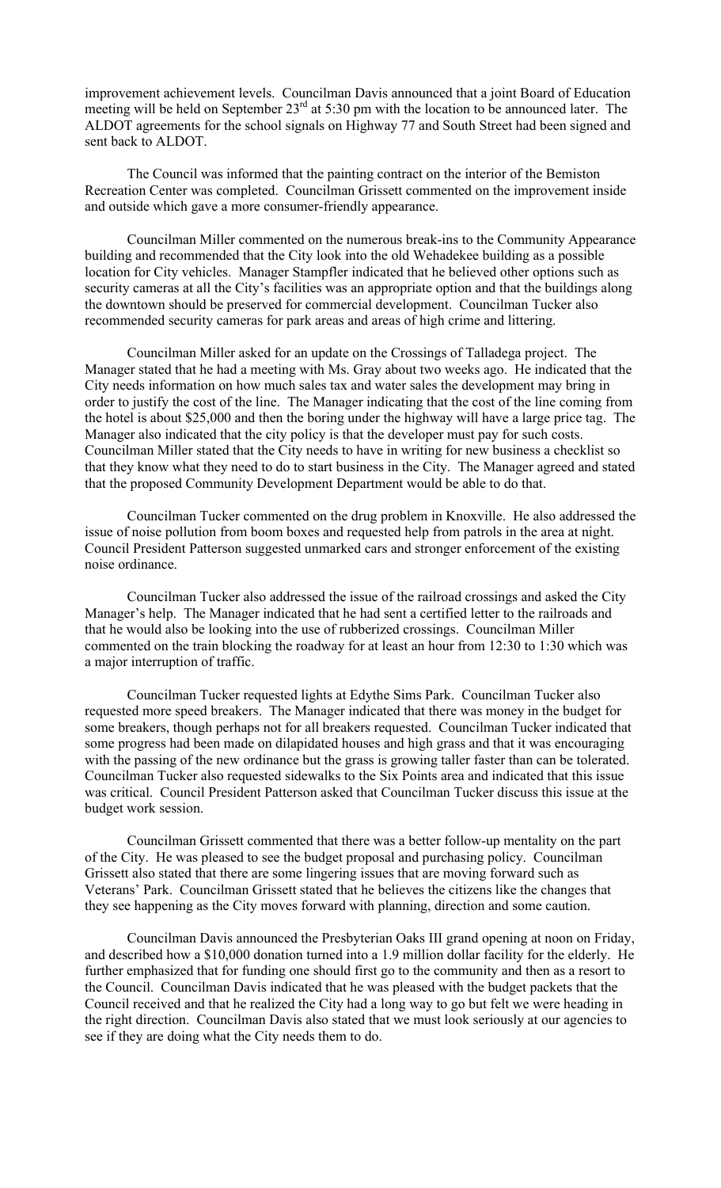improvement achievement levels. Councilman Davis announced that a joint Board of Education meeting will be held on September 23rd at 5:30 pm with the location to be announced later. The ALDOT agreements for the school signals on Highway 77 and South Street had been signed and sent back to ALDOT.

The Council was informed that the painting contract on the interior of the Bemiston Recreation Center was completed. Councilman Grissett commented on the improvement inside and outside which gave a more consumer-friendly appearance.

Councilman Miller commented on the numerous break-ins to the Community Appearance building and recommended that the City look into the old Wehadekee building as a possible location for City vehicles. Manager Stampfler indicated that he believed other options such as security cameras at all the City's facilities was an appropriate option and that the buildings along the downtown should be preserved for commercial development. Councilman Tucker also recommended security cameras for park areas and areas of high crime and littering.

Councilman Miller asked for an update on the Crossings of Talladega project. The Manager stated that he had a meeting with Ms. Gray about two weeks ago. He indicated that the City needs information on how much sales tax and water sales the development may bring in order to justify the cost of the line. The Manager indicating that the cost of the line coming from the hotel is about $25,000 and then the boring under the highway will have a large price tag. The Manager also indicated that the city policy is that the developer must pay for such costs. Councilman Miller stated that the City needs to have in writing for new business a checklist so that they know what they need to do to start business in the City. The Manager agreed and stated that the proposed Community Development Department would be able to do that.

Councilman Tucker commented on the drug problem in Knoxville. He also addressed the issue of noise pollution from boom boxes and requested help from patrols in the area at night. Council President Patterson suggested unmarked cars and stronger enforcement of the existing noise ordinance.

Councilman Tucker also addressed the issue of the railroad crossings and asked the City Manager's help. The Manager indicated that he had sent a certified letter to the railroads and that he would also be looking into the use of rubberized crossings. Councilman Miller commented on the train blocking the roadway for at least an hour from 12:30 to 1:30 which was a major interruption of traffic.

Councilman Tucker requested lights at Edythe Sims Park. Councilman Tucker also requested more speed breakers. The Manager indicated that there was money in the budget for some breakers, though perhaps not for all breakers requested. Councilman Tucker indicated that some progress had been made on dilapidated houses and high grass and that it was encouraging with the passing of the new ordinance but the grass is growing taller faster than can be tolerated. Councilman Tucker also requested sidewalks to the Six Points area and indicated that this issue was critical. Council President Patterson asked that Councilman Tucker discuss this issue at the budget work session.

Councilman Grissett commented that there was a better follow-up mentality on the part of the City. He was pleased to see the budget proposal and purchasing policy. Councilman Grissett also stated that there are some lingering issues that are moving forward such as Veterans' Park. Councilman Grissett stated that he believes the citizens like the changes that they see happening as the City moves forward with planning, direction and some caution.

Councilman Davis announced the Presbyterian Oaks III grand opening at noon on Friday, and described how a $10,000 donation turned into a 1.9 million dollar facility for the elderly. He further emphasized that for funding one should first go to the community and then as a resort to the Council. Councilman Davis indicated that he was pleased with the budget packets that the Council received and that he realized the City had a long way to go but felt we were heading in the right direction. Councilman Davis also stated that we must look seriously at our agencies to see if they are doing what the City needs them to do.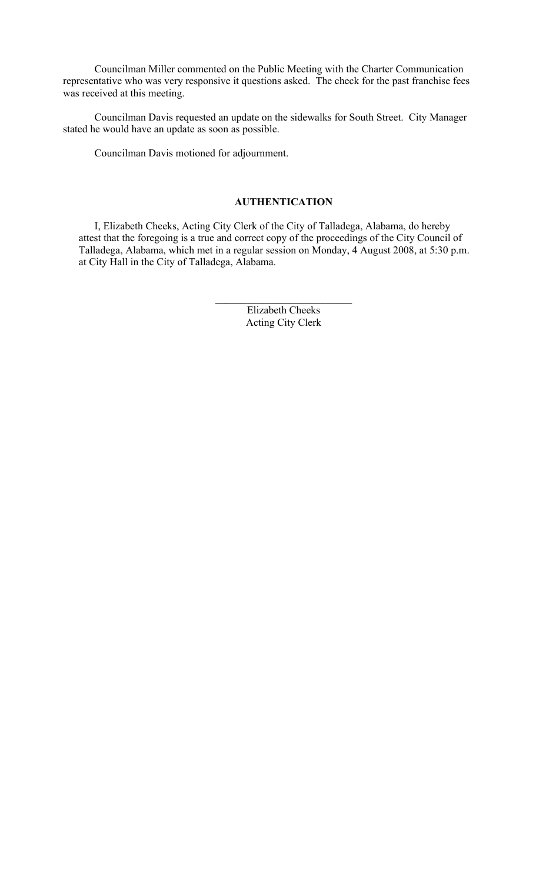Councilman Miller commented on the Public Meeting with the Charter Communication representative who was very responsive it questions asked. The check for the past franchise fees was received at this meeting.

Councilman Davis requested an update on the sidewalks for South Street. City Manager stated he would have an update as soon as possible.

Councilman Davis motioned for adjournment.

**AUTHENTICATION**

I, Elizabeth Cheeks, Acting City Clerk of the City of Talladega, Alabama, do hereby attest that the foregoing is a true and correct copy of the proceedings of the City Council of Talladega, Alabama, which met in a regular session on Monday, 4 August 2008, at 5:30 p.m. at City Hall in the City of Talladega, Alabama.

\_\_\_\_\_\_\_\_\_\_\_\_\_\_\_\_\_\_\_\_\_\_\_\_\_\_\_

Elizabeth Cheeks
Acting City Clerk